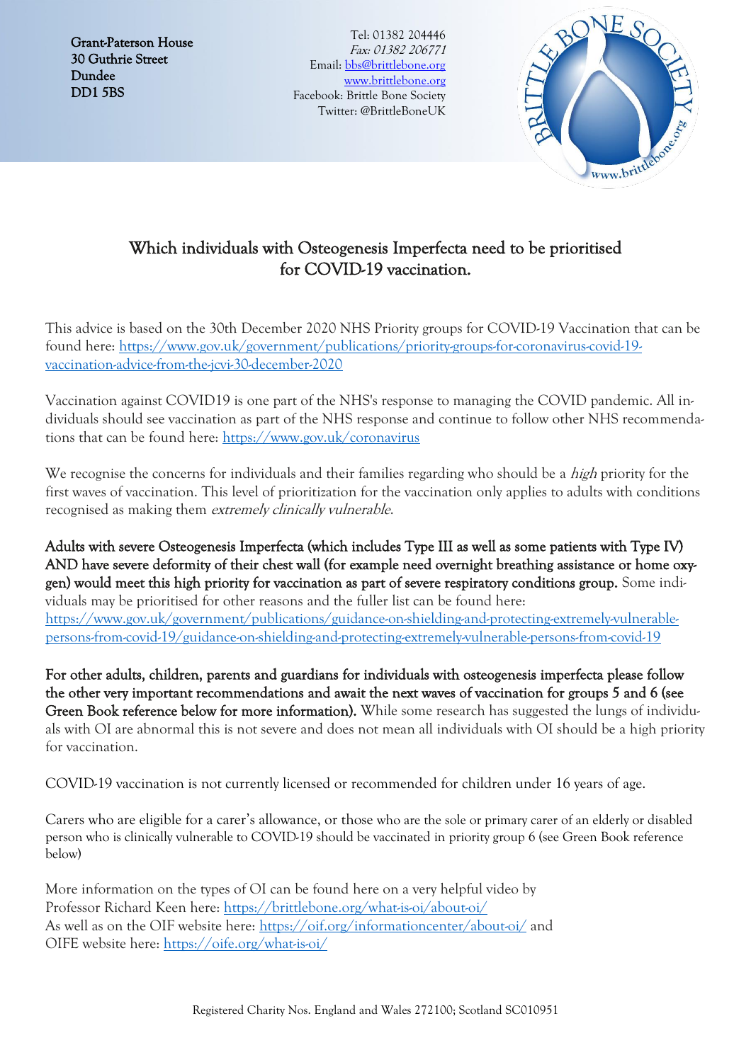Grant-Paterson House
30 Guthrie Street
Dundee
DD1 5BS

Tel: 01382 204446
*Fax: 01382 206771*
Email: bbs@brittlebone.org
www.brittlebone.org
Facebook: Brittle Bone Society
Twitter: @BrittleBoneUK

# Which individuals with Osteogenesis Imperfecta need to be prioritised for COVID-19 vaccination.

This advice is based on the 30th December 2020 NHS Priority groups for COVID-19 Vaccination that can be found here: https://www.gov.uk/government/publications/priority-groups-for-coronavirus-covid-19-vaccination-advice-from-the-jcvi-30-december-2020

Vaccination against COVID19 is one part of the NHS's response to managing the COVID pandemic. All individuals should see vaccination as part of the NHS response and continue to follow other NHS recommendations that can be found here: https://www.gov.uk/coronavirus

We recognise the concerns for individuals and their families regarding who should be a *high* priority for the first waves of vaccination. This level of prioritization for the vaccination only applies to adults with conditions recognised as making them *extremely clinically vulnerable*.

**Adults with severe Osteogenesis Imperfecta (which includes Type III as well as some patients with Type IV) AND have severe deformity of their chest wall (for example need overnight breathing assistance or home oxygen) would meet this high priority for vaccination as part of severe respiratory conditions group.** Some individuals may be prioritised for other reasons and the fuller list can be found here: https://www.gov.uk/government/publications/guidance-on-shielding-and-protecting-extremely-vulnerable-persons-from-covid-19/guidance-on-shielding-and-protecting-extremely-vulnerable-persons-from-covid-19

**For other adults, children, parents and guardians for individuals with osteogenesis imperfecta please follow the other very important recommendations and await the next waves of vaccination for groups 5 and 6 (see Green Book reference below for more information).** While some research has suggested the lungs of individuals with OI are abnormal this is not severe and does not mean all individuals with OI should be a high priority for vaccination.

COVID-19 vaccination is not currently licensed or recommended for children under 16 years of age.

Carers who are eligible for a carer's allowance, or those who are the sole or primary carer of an elderly or disabled person who is clinically vulnerable to COVID-19 should be vaccinated in priority group 6 (see Green Book reference below)

More information on the types of OI can be found here on a very helpful video by Professor Richard Keen here: https://brittlebone.org/what-is-oi/about-oi/
As well as on the OIF website here: https://oif.org/informationcenter/about-oi/ and OIFE website here: https://oife.org/what-is-oi/

Registered Charity Nos. England and Wales 272100; Scotland SC010951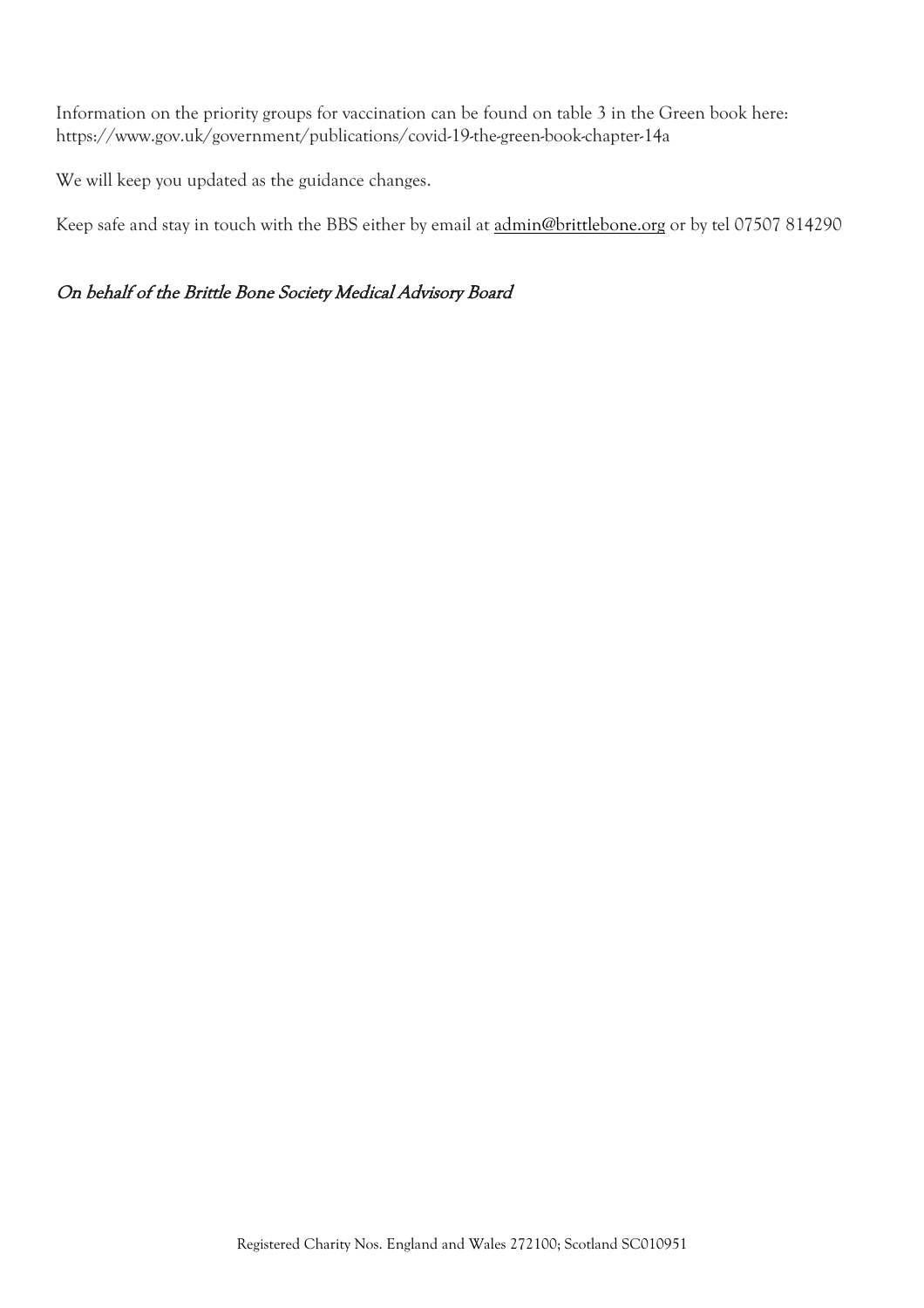Information on the priority groups for vaccination can be found on table 3 in the Green book here: https://www.gov.uk/government/publications/covid-19-the-green-book-chapter-14a

We will keep you updated as the guidance changes.

Keep safe and stay in touch with the BBS either by email at admin@brittlebone.org or by tel 07507 814290

*On behalf of the Brittle Bone Society Medical Advisory Board*

Registered Charity Nos. England and Wales 272100; Scotland SC010951